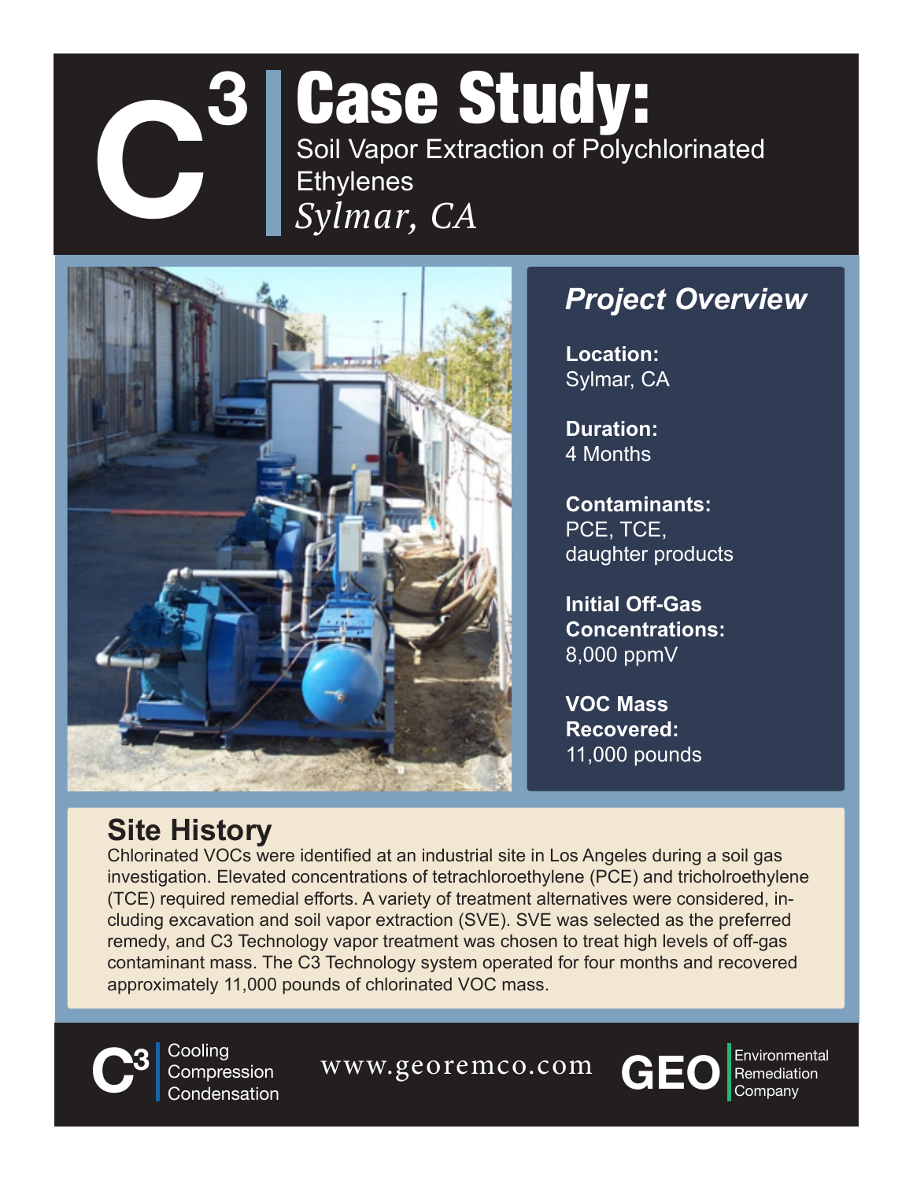# C3 Case Study:

## Soil Vapor Extraction of Polychlorinated Ethylenes

*Sylmar, CA*

### *Project Overview*

**Location:**
Sylmar, CA

**Duration:**
4 Months

**Contaminants:**
PCE, TCE, daughter products

**Initial Off-Gas Concentrations:**
8,000 ppmV

**VOC Mass Recovered:**
11,000 pounds

## Site History

Chlorinated VOCs were identified at an industrial site in Los Angeles during a soil gas investigation. Elevated concentrations of tetrachloroethylene (PCE) and tricholroethylene (TCE) required remedial efforts. A variety of treatment alternatives were considered, including excavation and soil vapor extraction (SVE). SVE was selected as the preferred remedy, and C3 Technology vapor treatment was chosen to treat high levels of off-gas contaminant mass. The C3 Technology system operated for four months and recovered approximately 11,000 pounds of chlorinated VOC mass.

C3 Cooling Compression Condensation

www.georemco.com

GEO Environmental Remediation Company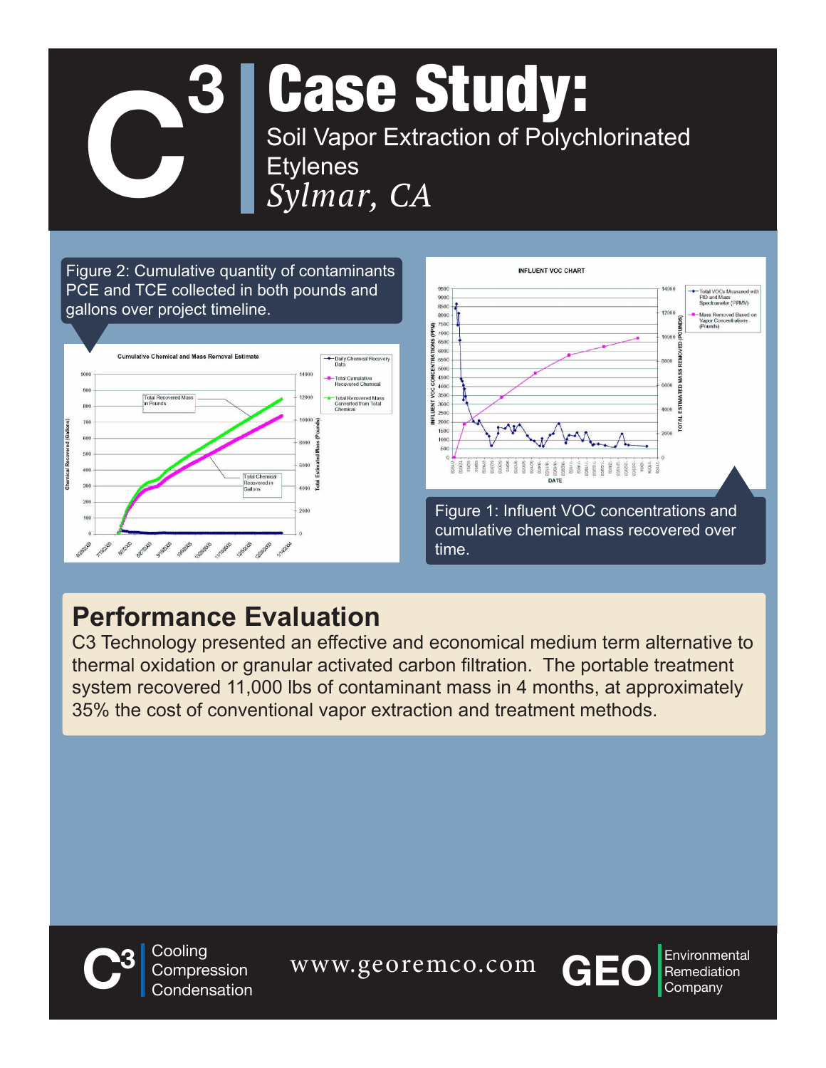# C3 Case Study:

Soil Vapor Extraction of Polychlorinated Etylenes

*Sylmar, CA*

Figure 2: Cumulative quantity of contaminants PCE and TCE collected in both pounds and gallons over project timeline.

Cumulative Chemical and Mass Removal Estimate

Chemical Recovered (Gallons)

0
100
200
300
400
500
600
700
800
900
1000

Total Estimated Mass (Pounds)

0
2000
4000
6000
8000
10000
12000
14000

Total Recovered Mass in Pounds

Total Chemical Recovered in Gallons

Daily Chemical Recovery Data

Total Cumulative Recovered Chemical

Total Recovered Mass Converted from Total Chemical

INFLUENT VOC CHART

INFLUENT VOC CONCENTRATIONS (PPM)

0
500
1000
1500
2000
2500
3000
3500
4000
4500
5000
5500
6000
6500
7000
7500
8000
8500
9000
9500

TOTAL ESTIMATED MASS REMOVED (POUNDS)

0
2000
4000
6000
8000
10000
12000
14000

DATE

Total VOCs Measured with FID and Mass Spectrometer (PPMV)

Mass Removed Based on Vapor Concentrations (Pounds)

Figure 1: Influent VOC concentrations and cumulative chemical mass recovered over time.

## Performance Evaluation

C3 Technology presented an effective and economical medium term alternative to thermal oxidation or granular activated carbon filtration. The portable treatment system recovered 11,000 lbs of contaminant mass in 4 months, at approximately 35% the cost of conventional vapor extraction and treatment methods.

C3 Cooling Compression Condensation

www.georemco.com

GEO Environmental Remediation Company